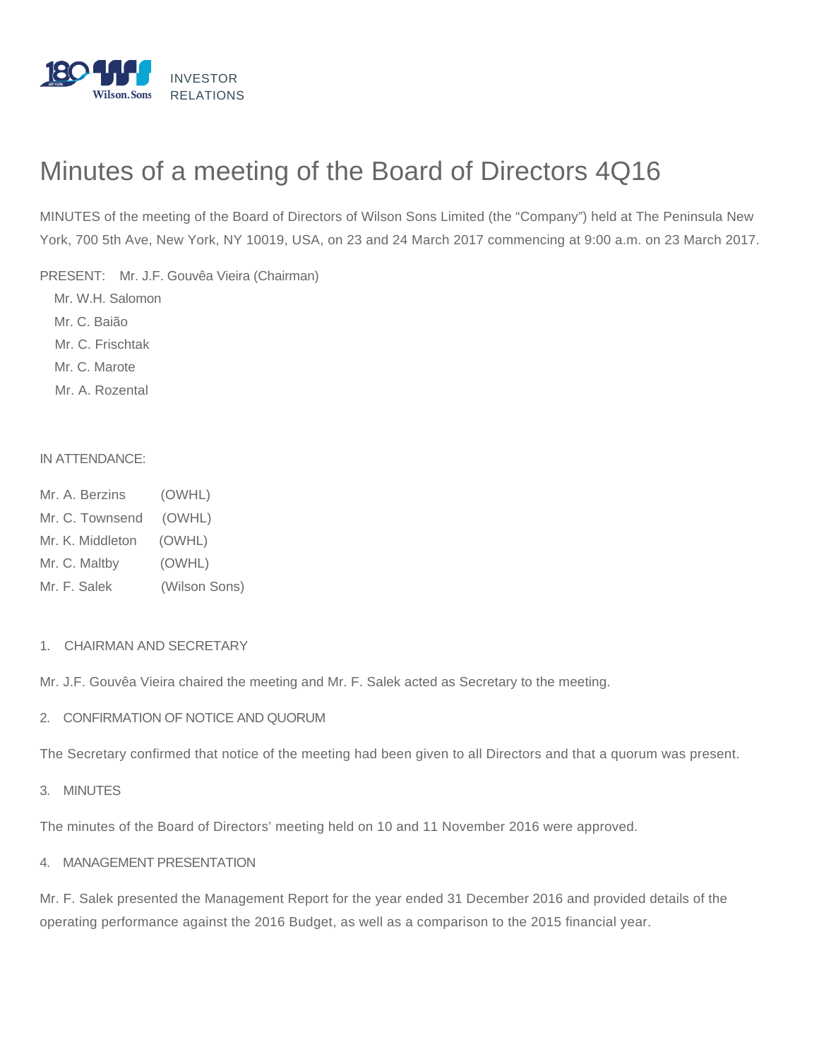INVESTOR RELATIONS

# Minutes of a meeting of the Board of Directors 4Q16

MINUTES of the meeting of the Board of Directors of Wilson Sons Limited (the “Company”) held at The Peninsula New York, 700 5th Ave, New York, NY 10019, USA, on 23 and 24 March 2017 commencing at 9:00 a.m. on 23 March 2017.

PRESENT: Mr. J.F. Gouvêa Vieira (Chairman)
Mr. W.H. Salomon
Mr. C. Baião
Mr. C. Frischtak
Mr. C. Marote
Mr. A. Rozental

IN ATTENDANCE:

Mr. A. Berzins (OWHL)
Mr. C. Townsend (OWHL)
Mr. K. Middleton (OWHL)
Mr. C. Maltby (OWHL)
Mr. F. Salek (Wilson Sons)

1. CHAIRMAN AND SECRETARY

Mr. J.F. Gouvêa Vieira chaired the meeting and Mr. F. Salek acted as Secretary to the meeting.

2. CONFIRMATION OF NOTICE AND QUORUM

The Secretary confirmed that notice of the meeting had been given to all Directors and that a quorum was present.

3. MINUTES

The minutes of the Board of Directors’ meeting held on 10 and 11 November 2016 were approved.

4. MANAGEMENT PRESENTATION

Mr. F. Salek presented the Management Report for the year ended 31 December 2016 and provided details of the operating performance against the 2016 Budget, as well as a comparison to the 2015 financial year.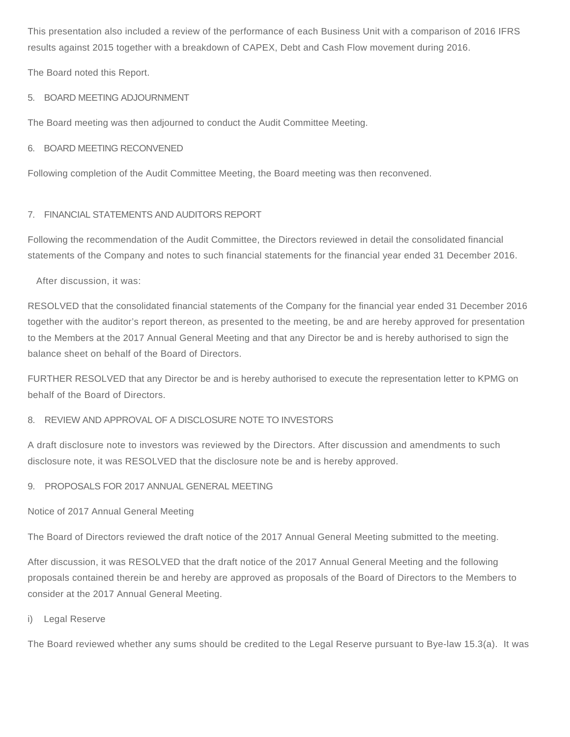This presentation also included a review of the performance of each Business Unit with a comparison of 2016 IFRS results against 2015 together with a breakdown of CAPEX, Debt and Cash Flow movement during 2016.

The Board noted this Report.

## 5. BOARD MEETING ADJOURNMENT

The Board meeting was then adjourned to conduct the Audit Committee Meeting.

## 6. BOARD MEETING RECONVENED

Following completion of the Audit Committee Meeting, the Board meeting was then reconvened.

## 7. FINANCIAL STATEMENTS AND AUDITORS REPORT

Following the recommendation of the Audit Committee, the Directors reviewed in detail the consolidated financial statements of the Company and notes to such financial statements for the financial year ended 31 December 2016.

After discussion, it was:

RESOLVED that the consolidated financial statements of the Company for the financial year ended 31 December 2016 together with the auditor's report thereon, as presented to the meeting, be and are hereby approved for presentation to the Members at the 2017 Annual General Meeting and that any Director be and is hereby authorised to sign the balance sheet on behalf of the Board of Directors.

FURTHER RESOLVED that any Director be and is hereby authorised to execute the representation letter to KPMG on behalf of the Board of Directors.

## 8. REVIEW AND APPROVAL OF A DISCLOSURE NOTE TO INVESTORS

A draft disclosure note to investors was reviewed by the Directors. After discussion and amendments to such disclosure note, it was RESOLVED that the disclosure note be and is hereby approved.

## 9. PROPOSALS FOR 2017 ANNUAL GENERAL MEETING

Notice of 2017 Annual General Meeting

The Board of Directors reviewed the draft notice of the 2017 Annual General Meeting submitted to the meeting.

After discussion, it was RESOLVED that the draft notice of the 2017 Annual General Meeting and the following proposals contained therein be and hereby are approved as proposals of the Board of Directors to the Members to consider at the 2017 Annual General Meeting.

i) Legal Reserve

The Board reviewed whether any sums should be credited to the Legal Reserve pursuant to Bye-law 15.3(a). It was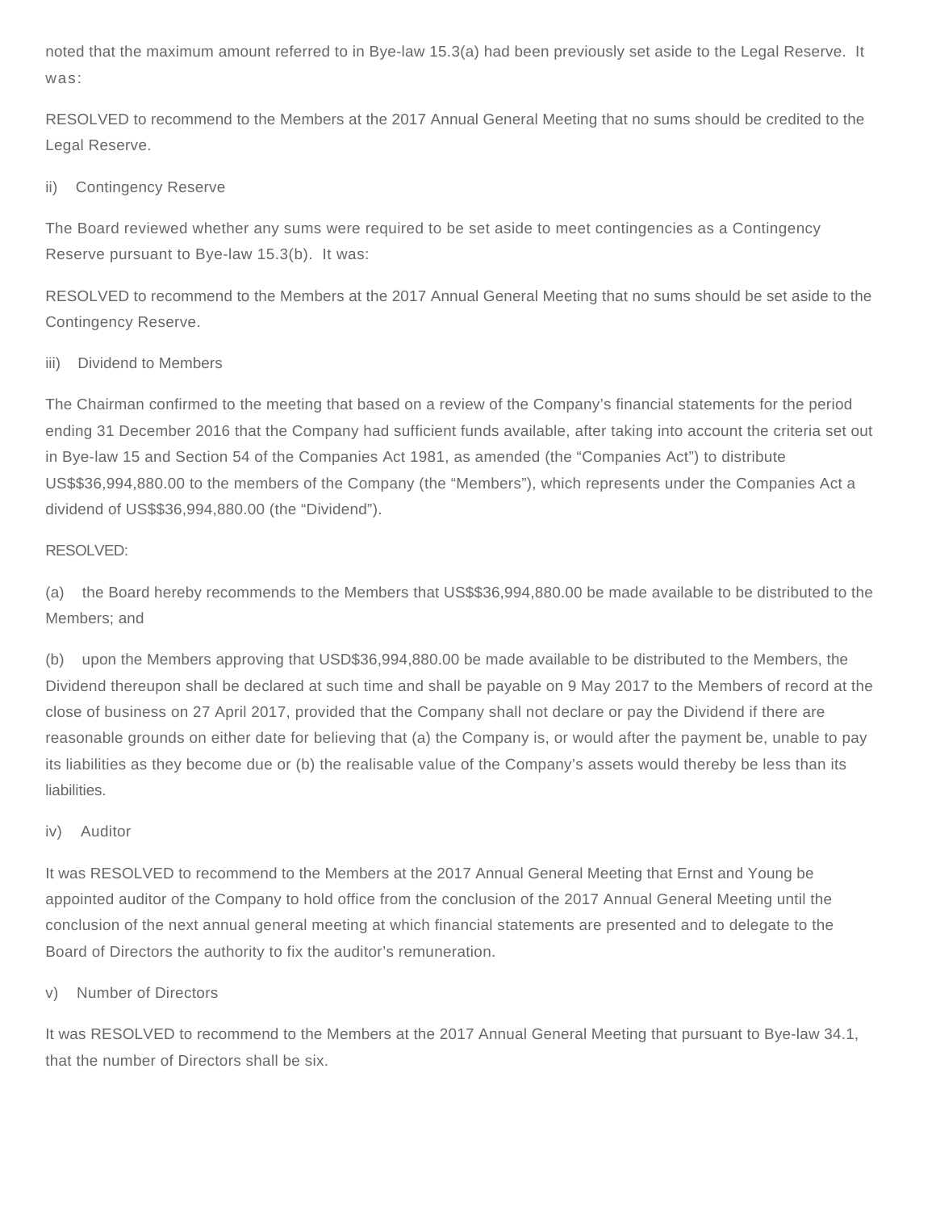noted that the maximum amount referred to in Bye-law 15.3(a) had been previously set aside to the Legal Reserve. It was:

RESOLVED to recommend to the Members at the 2017 Annual General Meeting that no sums should be credited to the Legal Reserve.

ii) Contingency Reserve

The Board reviewed whether any sums were required to be set aside to meet contingencies as a Contingency Reserve pursuant to Bye-law 15.3(b). It was:

RESOLVED to recommend to the Members at the 2017 Annual General Meeting that no sums should be set aside to the Contingency Reserve.

iii) Dividend to Members

The Chairman confirmed to the meeting that based on a review of the Company's financial statements for the period ending 31 December 2016 that the Company had sufficient funds available, after taking into account the criteria set out in Bye-law 15 and Section 54 of the Companies Act 1981, as amended (the "Companies Act") to distribute US$$36,994,880.00 to the members of the Company (the "Members"), which represents under the Companies Act a dividend of US$$36,994,880.00 (the "Dividend").

RESOLVED:

(a) the Board hereby recommends to the Members that US$$36,994,880.00 be made available to be distributed to the Members; and

(b) upon the Members approving that USD$36,994,880.00 be made available to be distributed to the Members, the Dividend thereupon shall be declared at such time and shall be payable on 9 May 2017 to the Members of record at the close of business on 27 April 2017, provided that the Company shall not declare or pay the Dividend if there are reasonable grounds on either date for believing that (a) the Company is, or would after the payment be, unable to pay its liabilities as they become due or (b) the realisable value of the Company's assets would thereby be less than its liabilities.

iv) Auditor

It was RESOLVED to recommend to the Members at the 2017 Annual General Meeting that Ernst and Young be appointed auditor of the Company to hold office from the conclusion of the 2017 Annual General Meeting until the conclusion of the next annual general meeting at which financial statements are presented and to delegate to the Board of Directors the authority to fix the auditor's remuneration.

v) Number of Directors

It was RESOLVED to recommend to the Members at the 2017 Annual General Meeting that pursuant to Bye-law 34.1, that the number of Directors shall be six.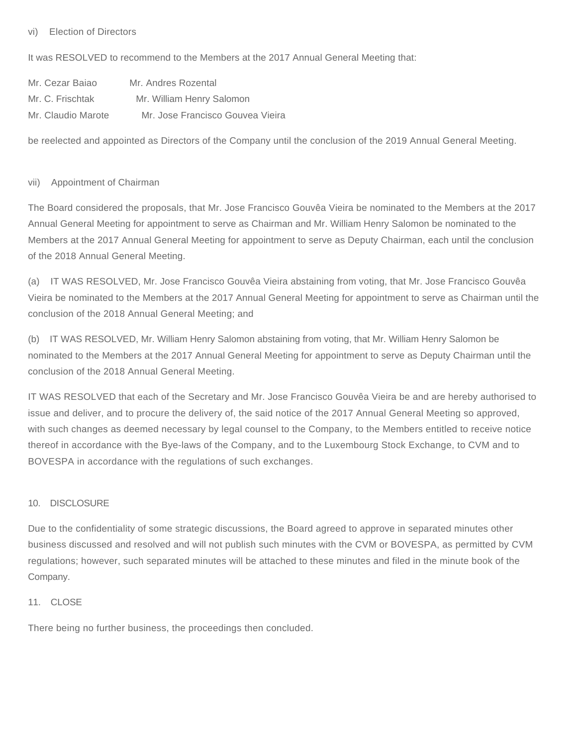vi) Election of Directors

It was RESOLVED to recommend to the Members at the 2017 Annual General Meeting that:

Mr. Cezar Baiao Mr. Andres Rozental  
Mr. C. Frischtak Mr. William Henry Salomon  
Mr. Claudio Marote Mr. Jose Francisco Gouvea Vieira

be reelected and appointed as Directors of the Company until the conclusion of the 2019 Annual General Meeting.

vii) Appointment of Chairman

The Board considered the proposals, that Mr. Jose Francisco Gouvêa Vieira be nominated to the Members at the 2017 Annual General Meeting for appointment to serve as Chairman and Mr. William Henry Salomon be nominated to the Members at the 2017 Annual General Meeting for appointment to serve as Deputy Chairman, each until the conclusion of the 2018 Annual General Meeting.

(a) IT WAS RESOLVED, Mr. Jose Francisco Gouvêa Vieira abstaining from voting, that Mr. Jose Francisco Gouvêa Vieira be nominated to the Members at the 2017 Annual General Meeting for appointment to serve as Chairman until the conclusion of the 2018 Annual General Meeting; and

(b) IT WAS RESOLVED, Mr. William Henry Salomon abstaining from voting, that Mr. William Henry Salomon be nominated to the Members at the 2017 Annual General Meeting for appointment to serve as Deputy Chairman until the conclusion of the 2018 Annual General Meeting.

IT WAS RESOLVED that each of the Secretary and Mr. Jose Francisco Gouvêa Vieira be and are hereby authorised to issue and deliver, and to procure the delivery of, the said notice of the 2017 Annual General Meeting so approved, with such changes as deemed necessary by legal counsel to the Company, to the Members entitled to receive notice thereof in accordance with the Bye-laws of the Company, and to the Luxembourg Stock Exchange, to CVM and to BOVESPA in accordance with the regulations of such exchanges.

10. DISCLOSURE

Due to the confidentiality of some strategic discussions, the Board agreed to approve in separated minutes other business discussed and resolved and will not publish such minutes with the CVM or BOVESPA, as permitted by CVM regulations; however, such separated minutes will be attached to these minutes and filed in the minute book of the Company.

11. CLOSE

There being no further business, the proceedings then concluded.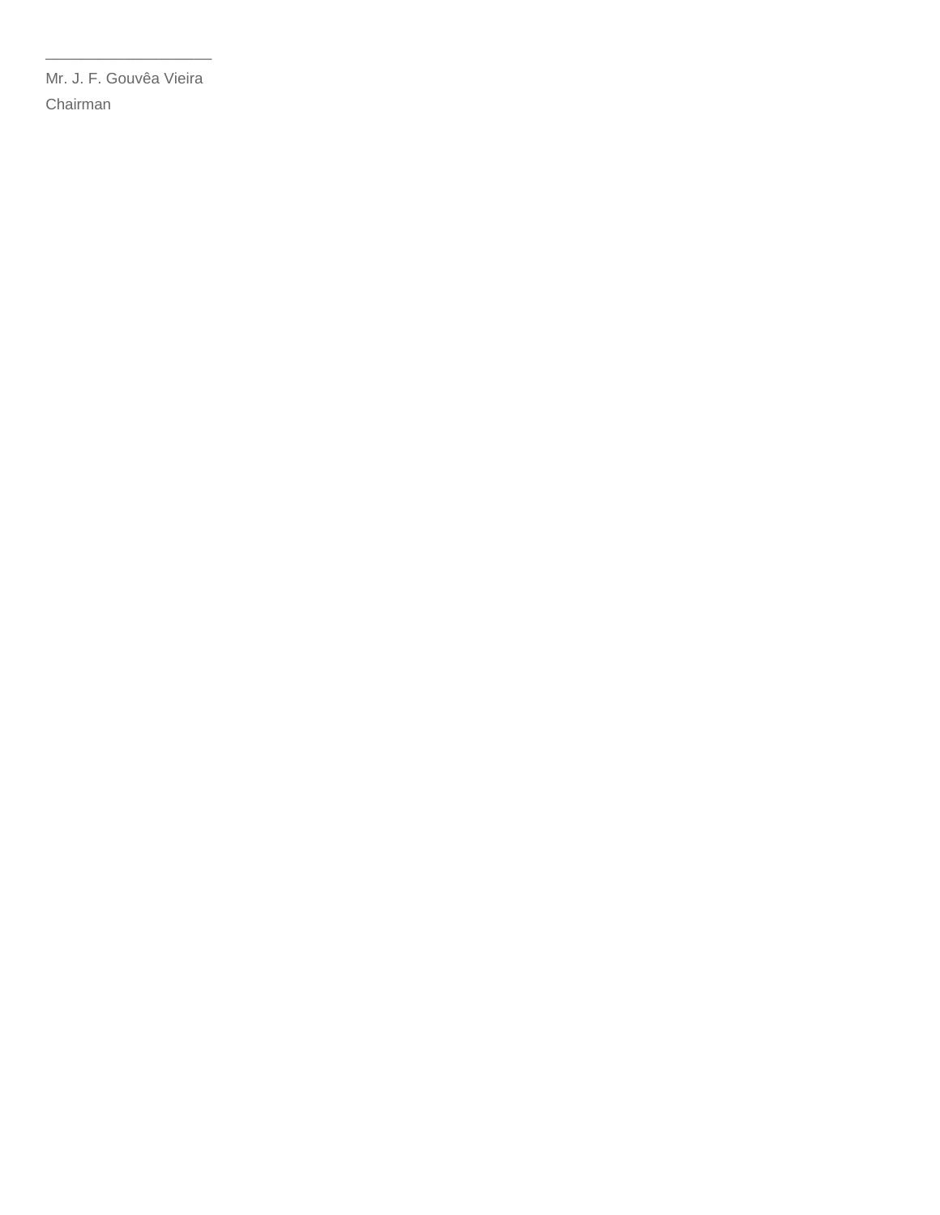\_\_\_\_\_\_\_\_\_\_\_\_\_\_\_\_\_\_\_\_\_\_

Mr. J. F. Gouvêa Vieira

Chairman